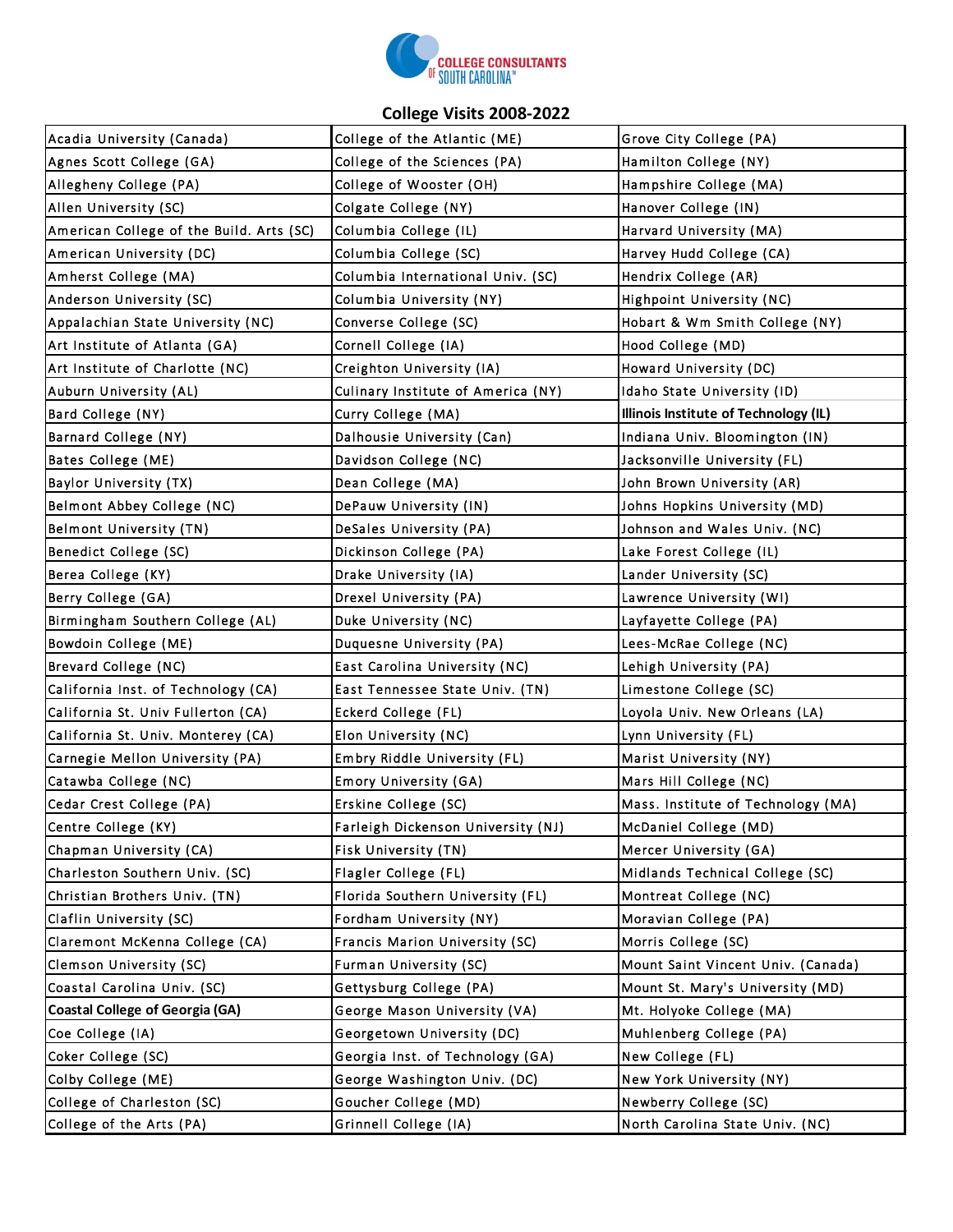COLLEGE CONSULTANTS OF SOUTH CAROLINA™

## College Visits 2008-2022

| | | |
|---|---|---|
| Acadia University (Canada) | College of the Atlantic (ME) | Grove City College (PA) |
| Agnes Scott College (GA) | College of the Sciences (PA) | Hamilton College (NY) |
| Allegheny College (PA) | College of Wooster (OH) | Hampshire College (MA) |
| Allen University (SC) | Colgate College (NY) | Hanover College (IN) |
| American College of the Build. Arts (SC) | Columbia College (IL) | Harvard University (MA) |
| American University (DC) | Columbia College (SC) | Harvey Hudd College (CA) |
| Amherst College (MA) | Columbia International Univ. (SC) | Hendrix College (AR) |
| Anderson University (SC) | Columbia University (NY) | Highpoint University (NC) |
| Appalachian State University (NC) | Converse College (SC) | Hobart & Wm Smith College (NY) |
| Art Institute of Atlanta (GA) | Cornell College (IA) | Hood College (MD) |
| Art Institute of Charlotte (NC) | Creighton University (IA) | Howard University (DC) |
| Auburn University (AL) | Culinary Institute of America (NY) | Idaho State University (ID) |
| Bard College (NY) | Curry College (MA) | **Illinois Institute of Technology (IL)** |
| Barnard College (NY) | Dalhousie University (Can) | Indiana Univ. Bloomington (IN) |
| Bates College (ME) | Davidson College (NC) | Jacksonville University (FL) |
| Baylor University (TX) | Dean College (MA) | John Brown University (AR) |
| Belmont Abbey College (NC) | DePauw University (IN) | Johns Hopkins University (MD) |
| Belmont University (TN) | DeSales University (PA) | Johnson and Wales Univ. (NC) |
| Benedict College (SC) | Dickinson College (PA) | Lake Forest College (IL) |
| Berea College (KY) | Drake University (IA) | Lander University (SC) |
| Berry College (GA) | Drexel University (PA) | Lawrence University (WI) |
| Birmingham Southern College (AL) | Duke University (NC) | Layfayette College (PA) |
| Bowdoin College (ME) | Duquesne University (PA) | Lees-McRae College (NC) |
| Brevard College (NC) | East Carolina University (NC) | Lehigh University (PA) |
| California Inst. of Technology (CA) | East Tennessee State Univ. (TN) | Limestone College (SC) |
| California St. Univ Fullerton (CA) | Eckerd College (FL) | Loyola Univ. New Orleans (LA) |
| California St. Univ. Monterey (CA) | Elon University (NC) | Lynn University (FL) |
| Carnegie Mellon University (PA) | Embry Riddle University (FL) | Marist University (NY) |
| Catawba College (NC) | Emory University (GA) | Mars Hill College (NC) |
| Cedar Crest College (PA) | Erskine College (SC) | Mass. Institute of Technology (MA) |
| Centre College (KY) | Farleigh Dickenson University (NJ) | McDaniel College (MD) |
| Chapman University (CA) | Fisk University (TN) | Mercer University (GA) |
| Charleston Southern Univ. (SC) | Flagler College (FL) | Midlands Technical College (SC) |
| Christian Brothers Univ. (TN) | Florida Southern University (FL) | Montreat College (NC) |
| Claflin University (SC) | Fordham University (NY) | Moravian College (PA) |
| Claremont McKenna College (CA) | Francis Marion University (SC) | Morris College (SC) |
| Clemson University (SC) | Furman University (SC) | Mount Saint Vincent Univ. (Canada) |
| Coastal Carolina Univ. (SC) | Gettysburg College (PA) | Mount St. Mary's University (MD) |
| **Coastal College of Georgia (GA)** | George Mason University (VA) | Mt. Holyoke College (MA) |
| Coe College (IA) | Georgetown University (DC) | Muhlenberg College (PA) |
| Coker College (SC) | Georgia Inst. of Technology (GA) | New College (FL) |
| Colby College (ME) | George Washington Univ. (DC) | New York University (NY) |
| College of Charleston (SC) | Goucher College (MD) | Newberry College (SC) |
| College of the Arts (PA) | Grinnell College (IA) | North Carolina State Univ. (NC) |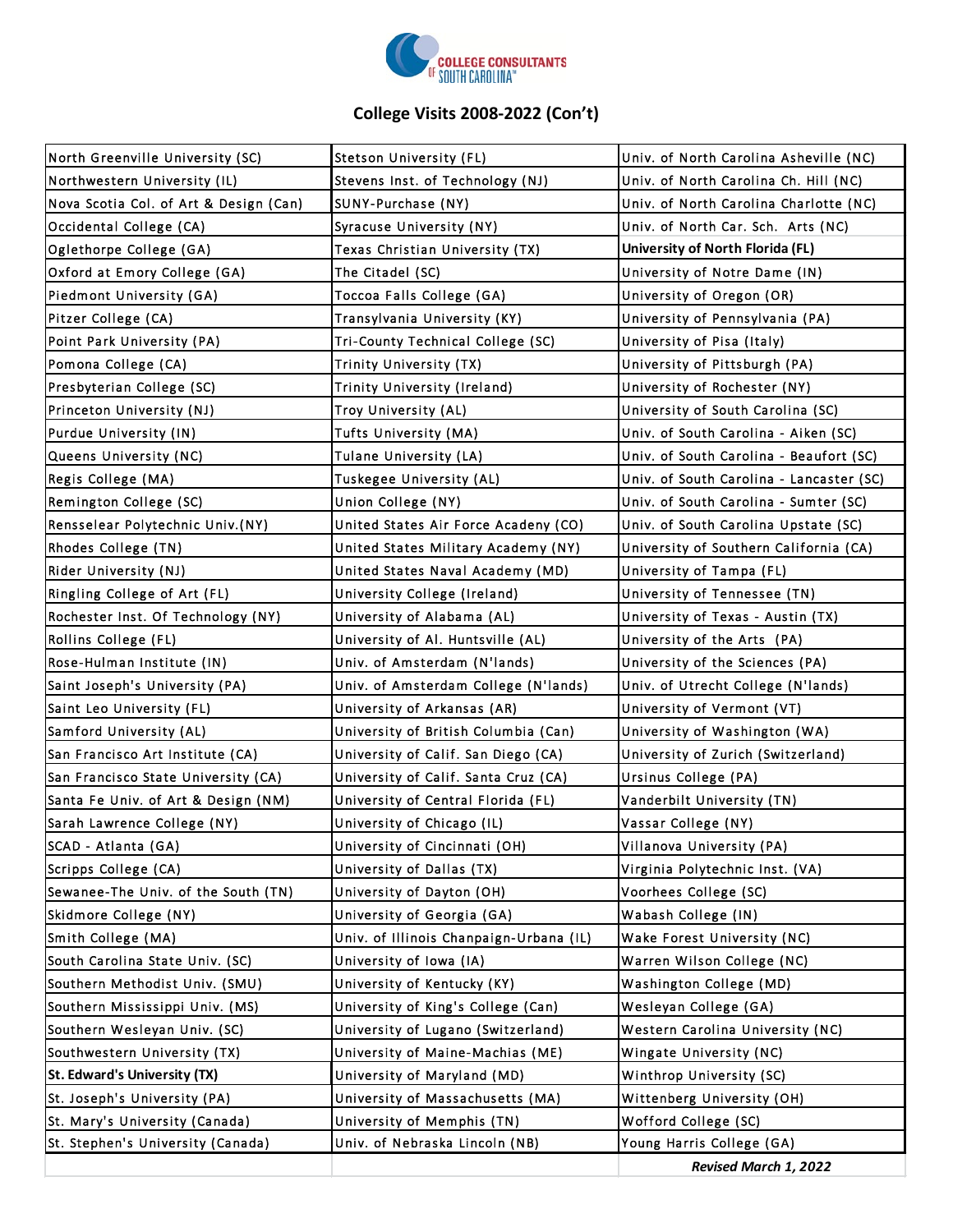# College Visits 2008-2022 (Con't)

| | | |
|---|---|---|
| North Greenville University (SC) | Stetson University (FL) | Univ. of North Carolina Asheville (NC) |
| Northwestern University (IL) | Stevens Inst. of Technology (NJ) | Univ. of North Carolina Ch. Hill (NC) |
| Nova Scotia Col. of Art & Design (Can) | SUNY-Purchase (NY) | Univ. of North Carolina Charlotte (NC) |
| Occidental College (CA) | Syracuse University (NY) | Univ. of North Car. Sch. Arts (NC) |
| Oglethorpe College (GA) | Texas Christian University (TX) | **University of North Florida (FL)** |
| Oxford at Emory College (GA) | The Citadel (SC) | University of Notre Dame (IN) |
| Piedmont University (GA) | Toccoa Falls College (GA) | University of Oregon (OR) |
| Pitzer College (CA) | Transylvania University (KY) | University of Pennsylvania (PA) |
| Point Park University (PA) | Tri-County Technical College (SC) | University of Pisa (Italy) |
| Pomona College (CA) | Trinity University (TX) | University of Pittsburgh (PA) |
| Presbyterian College (SC) | Trinity University (Ireland) | University of Rochester (NY) |
| Princeton University (NJ) | Troy University (AL) | University of South Carolina (SC) |
| Purdue University (IN) | Tufts University (MA) | Univ. of South Carolina - Aiken (SC) |
| Queens University (NC) | Tulane University (LA) | Univ. of South Carolina - Beaufort (SC) |
| Regis College (MA) | Tuskegee University (AL) | Univ. of South Carolina - Lancaster (SC) |
| Remington College (SC) | Union College (NY) | Univ. of South Carolina - Sumter (SC) |
| Rensselear Polytechnic Univ.(NY) | United States Air Force Acadeny (CO) | Univ. of South Carolina Upstate (SC) |
| Rhodes College (TN) | United States Military Academy (NY) | University of Southern California (CA) |
| Rider University (NJ) | United States Naval Academy (MD) | University of Tampa (FL) |
| Ringling College of Art (FL) | University College (Ireland) | University of Tennessee (TN) |
| Rochester Inst. Of Technology (NY) | University of Alabama (AL) | University of Texas - Austin (TX) |
| Rollins College (FL) | University of Al. Huntsville (AL) | University of the Arts (PA) |
| Rose-Hulman Institute (IN) | Univ. of Amsterdam (N'lands) | University of the Sciences (PA) |
| Saint Joseph's University (PA) | Univ. of Amsterdam College (N'lands) | Univ. of Utrecht College (N'lands) |
| Saint Leo University (FL) | University of Arkansas (AR) | University of Vermont (VT) |
| Samford University (AL) | University of British Columbia (Can) | University of Washington (WA) |
| San Francisco Art Institute (CA) | University of Calif. San Diego (CA) | University of Zurich (Switzerland) |
| San Francisco State University (CA) | University of Calif. Santa Cruz (CA) | Ursinus College (PA) |
| Santa Fe Univ. of Art & Design (NM) | University of Central Florida (FL) | Vanderbilt University (TN) |
| Sarah Lawrence College (NY) | University of Chicago (IL) | Vassar College (NY) |
| SCAD - Atlanta (GA) | University of Cincinnati (OH) | Villanova University (PA) |
| Scripps College (CA) | University of Dallas (TX) | Virginia Polytechnic Inst. (VA) |
| Sewanee-The Univ. of the South (TN) | University of Dayton (OH) | Voorhees College (SC) |
| Skidmore College (NY) | University of Georgia (GA) | Wabash College (IN) |
| Smith College (MA) | Univ. of Illinois Chanpaign-Urbana (IL) | Wake Forest University (NC) |
| South Carolina State Univ. (SC) | University of Iowa (IA) | Warren Wilson College (NC) |
| Southern Methodist Univ. (SMU) | University of Kentucky (KY) | Washington College (MD) |
| Southern Mississippi Univ. (MS) | University of King's College (Can) | Wesleyan College (GA) |
| Southern Wesleyan Univ. (SC) | University of Lugano (Switzerland) | Western Carolina University (NC) |
| Southwestern University (TX) | University of Maine-Machias (ME) | Wingate University (NC) |
| **St. Edward's University (TX)** | University of Maryland (MD) | Winthrop University (SC) |
| St. Joseph's University (PA) | University of Massachusetts (MA) | Wittenberg University (OH) |
| St. Mary's University (Canada) | University of Memphis (TN) | Wofford College (SC) |
| St. Stephen's University (Canada) | Univ. of Nebraska Lincoln (NB) | Young Harris College (GA) |
| | | ***Revised March 1, 2022*** |